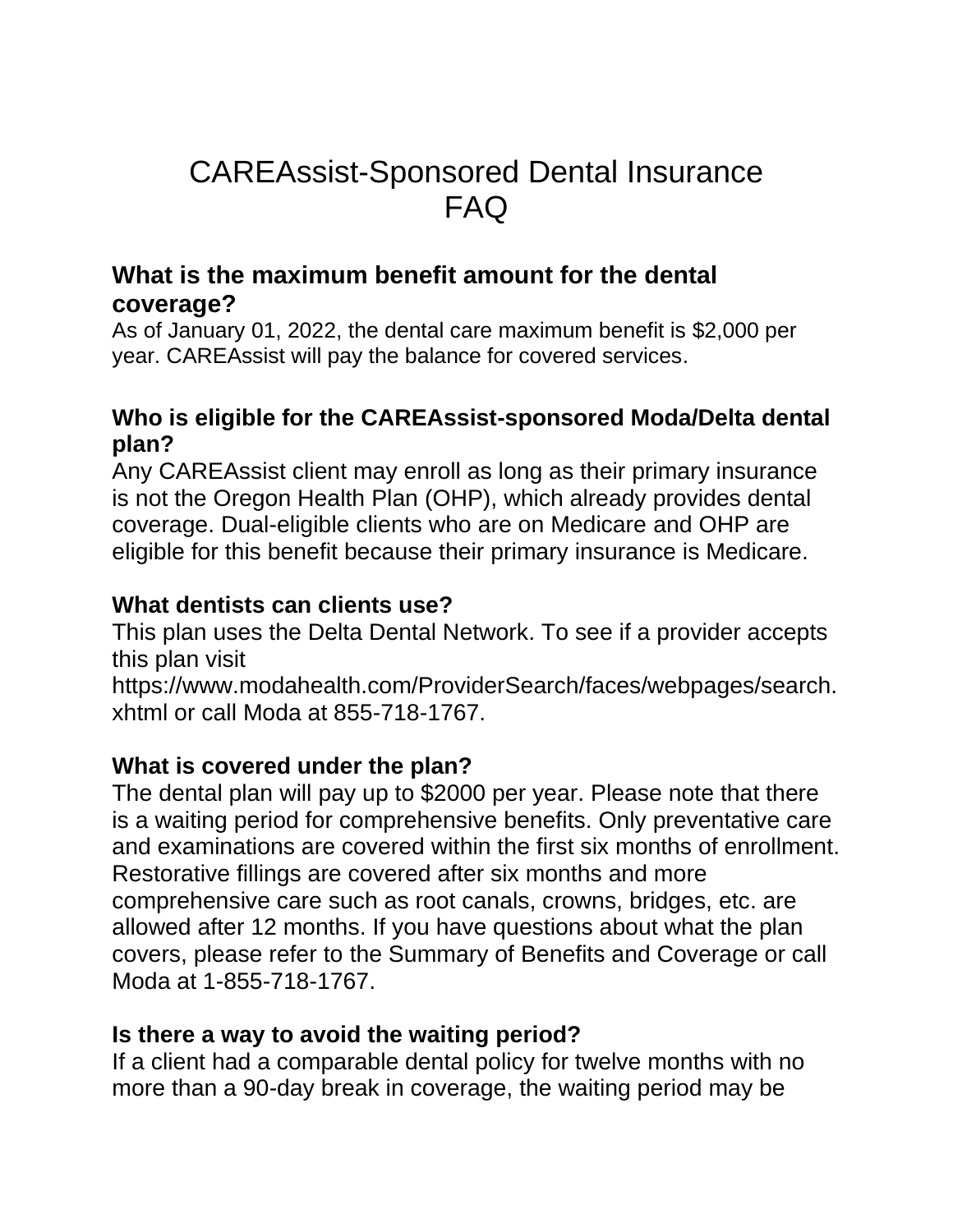# CAREAssist-Sponsored Dental Insurance FAQ

### What is the maximum benefit amount for the dental coverage?

As of January 01, 2022, the dental care maximum benefit is $2,000 per year. CAREAssist will pay the balance for covered services.

### Who is eligible for the CAREAssist-sponsored Moda/Delta dental plan?

Any CAREAssist client may enroll as long as their primary insurance is not the Oregon Health Plan (OHP), which already provides dental coverage. Dual-eligible clients who are on Medicare and OHP are eligible for this benefit because their primary insurance is Medicare.

### What dentists can clients use?

This plan uses the Delta Dental Network. To see if a provider accepts this plan visit https://www.modahealth.com/ProviderSearch/faces/webpages/search.xhtml or call Moda at 855-718-1767.

### What is covered under the plan?

The dental plan will pay up to $2000 per year. Please note that there is a waiting period for comprehensive benefits. Only preventative care and examinations are covered within the first six months of enrollment. Restorative fillings are covered after six months and more comprehensive care such as root canals, crowns, bridges, etc. are allowed after 12 months. If you have questions about what the plan covers, please refer to the Summary of Benefits and Coverage or call Moda at 1-855-718-1767.

### Is there a way to avoid the waiting period?

If a client had a comparable dental policy for twelve months with no more than a 90-day break in coverage, the waiting period may be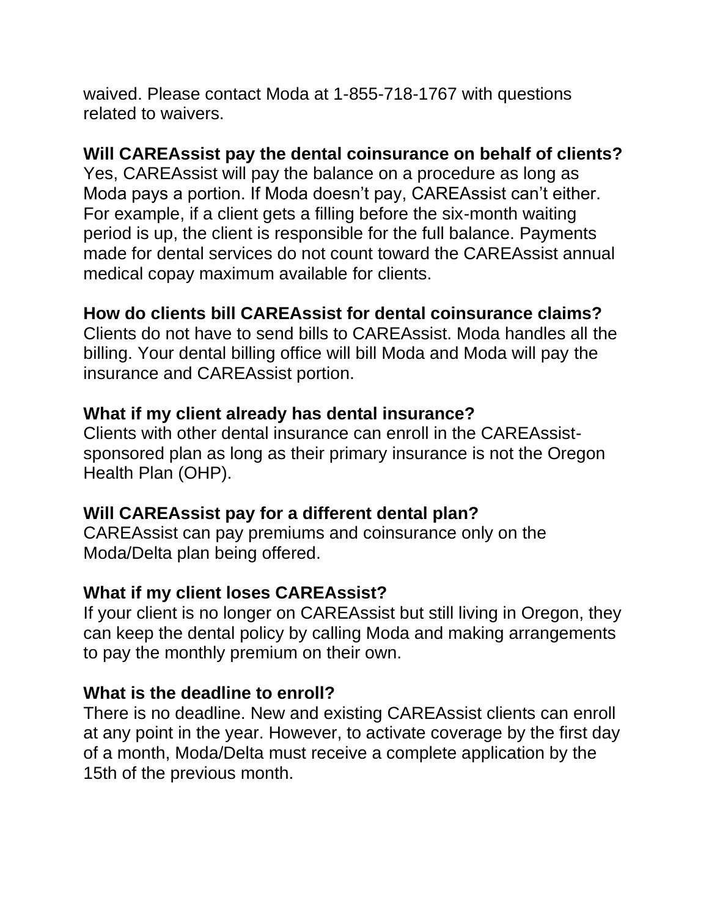waived. Please contact Moda at 1-855-718-1767 with questions related to waivers.

**Will CAREAssist pay the dental coinsurance on behalf of clients?**
Yes, CAREAssist will pay the balance on a procedure as long as Moda pays a portion. If Moda doesn't pay, CAREAssist can't either. For example, if a client gets a filling before the six-month waiting period is up, the client is responsible for the full balance. Payments made for dental services do not count toward the CAREAssist annual medical copay maximum available for clients.

**How do clients bill CAREAssist for dental coinsurance claims?**
Clients do not have to send bills to CAREAssist. Moda handles all the billing. Your dental billing office will bill Moda and Moda will pay the insurance and CAREAssist portion.

**What if my client already has dental insurance?**
Clients with other dental insurance can enroll in the CAREAssist-sponsored plan as long as their primary insurance is not the Oregon Health Plan (OHP).

**Will CAREAssist pay for a different dental plan?**
CAREAssist can pay premiums and coinsurance only on the Moda/Delta plan being offered.

**What if my client loses CAREAssist?**
If your client is no longer on CAREAssist but still living in Oregon, they can keep the dental policy by calling Moda and making arrangements to pay the monthly premium on their own.

**What is the deadline to enroll?**
There is no deadline. New and existing CAREAssist clients can enroll at any point in the year. However, to activate coverage by the first day of a month, Moda/Delta must receive a complete application by the 15th of the previous month.